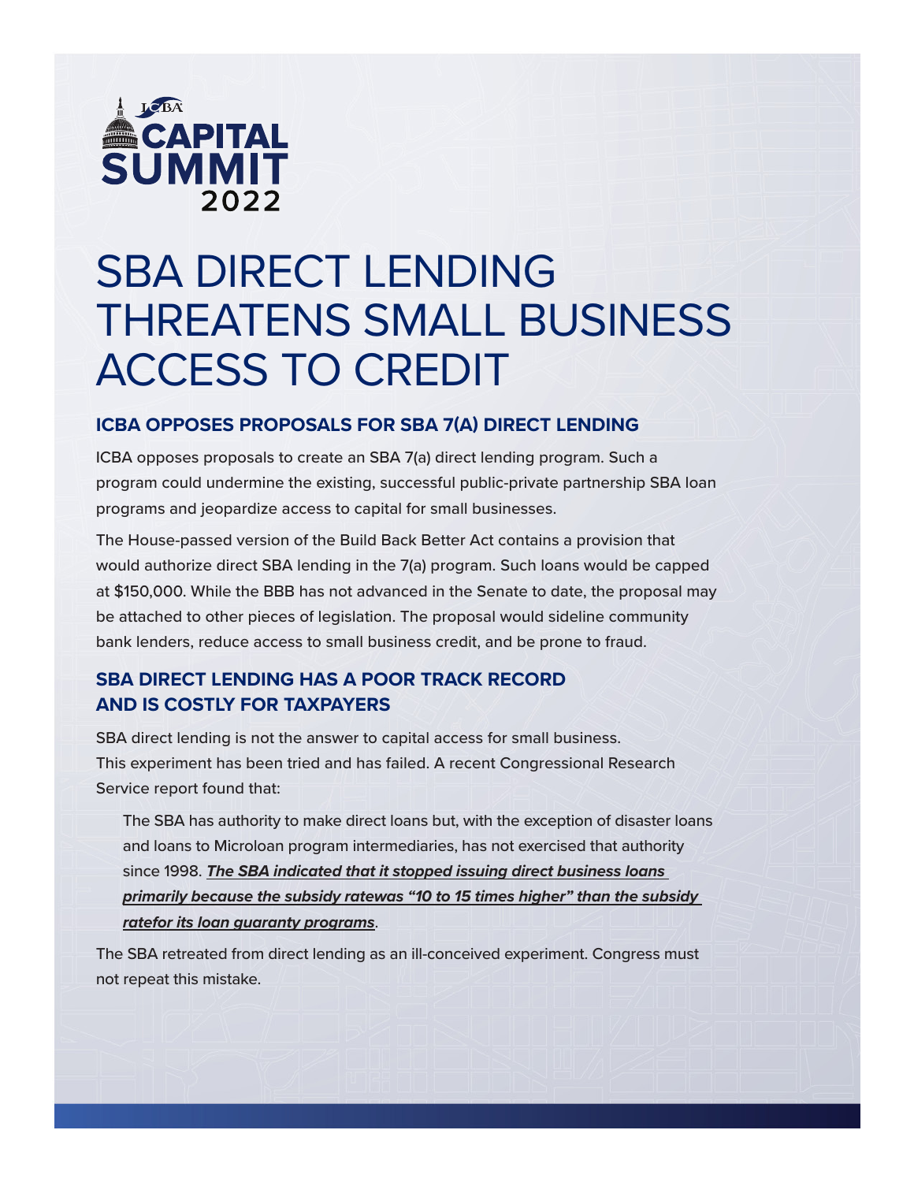ICBA CAPITAL SUMMIT 2022

# SBA DIRECT LENDING THREATENS SMALL BUSINESS ACCESS TO CREDIT

## ICBA OPPOSES PROPOSALS FOR SBA 7(A) DIRECT LENDING

ICBA opposes proposals to create an SBA 7(a) direct lending program. Such a program could undermine the existing, successful public-private partnership SBA loan programs and jeopardize access to capital for small businesses.

The House-passed version of the Build Back Better Act contains a provision that would authorize direct SBA lending in the 7(a) program. Such loans would be capped at $150,000. While the BBB has not advanced in the Senate to date, the proposal may be attached to other pieces of legislation. The proposal would sideline community bank lenders, reduce access to small business credit, and be prone to fraud.

## SBA DIRECT LENDING HAS A POOR TRACK RECORD AND IS COSTLY FOR TAXPAYERS

SBA direct lending is not the answer to capital access for small business. This experiment has been tried and has failed. A recent Congressional Research Service report found that:

> The SBA has authority to make direct loans but, with the exception of disaster loans and loans to Microloan program intermediaries, has not exercised that authority since 1998. ***The SBA indicated that it stopped issuing direct business loans primarily because the subsidy ratewas "10 to 15 times higher" than the subsidy ratefor its loan guaranty programs***.

The SBA retreated from direct lending as an ill-conceived experiment. Congress must not repeat this mistake.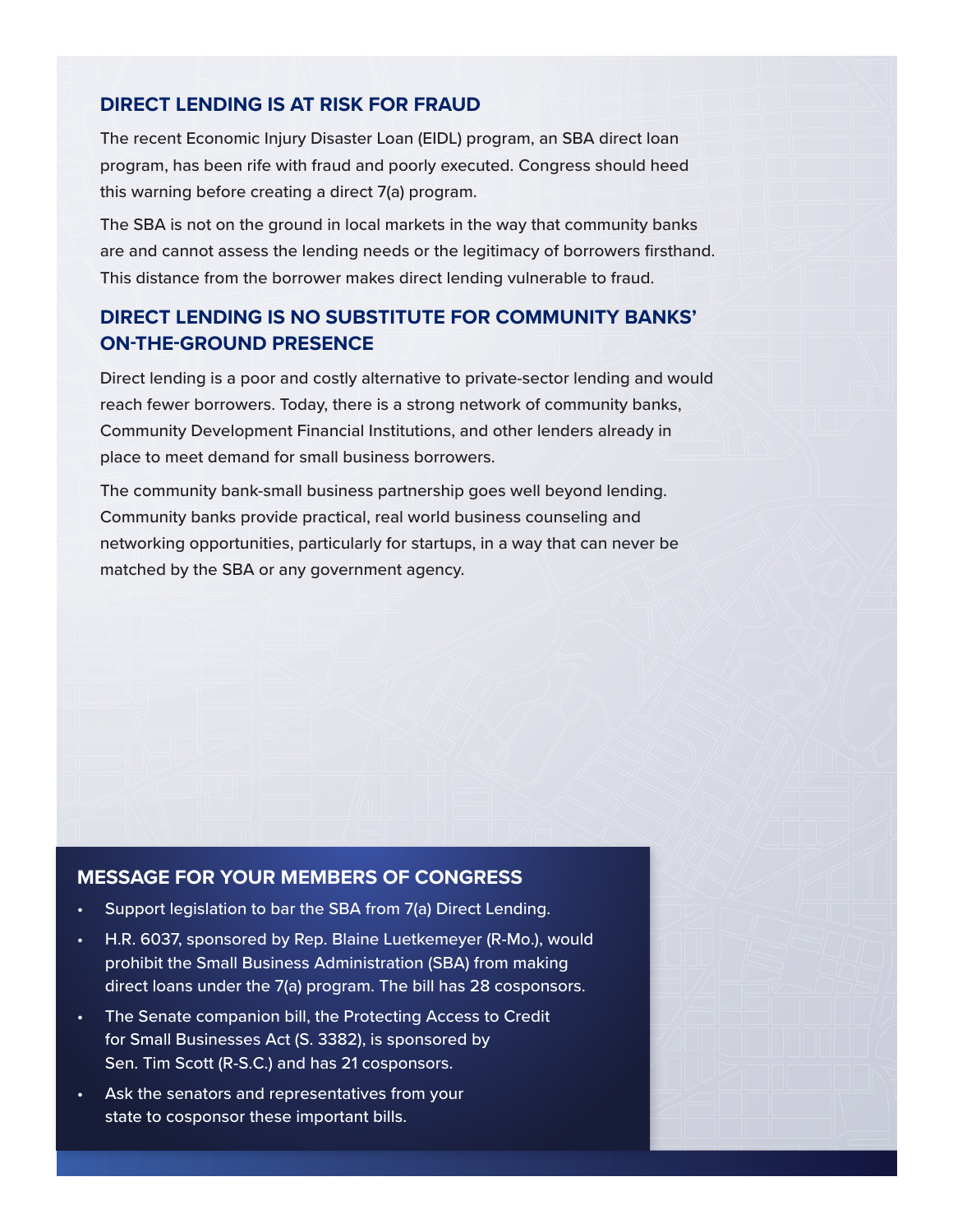## DIRECT LENDING IS AT RISK FOR FRAUD

The recent Economic Injury Disaster Loan (EIDL) program, an SBA direct loan program, has been rife with fraud and poorly executed. Congress should heed this warning before creating a direct 7(a) program.

The SBA is not on the ground in local markets in the way that community banks are and cannot assess the lending needs or the legitimacy of borrowers firsthand. This distance from the borrower makes direct lending vulnerable to fraud.

## DIRECT LENDING IS NO SUBSTITUTE FOR COMMUNITY BANKS' ON-THE-GROUND PRESENCE

Direct lending is a poor and costly alternative to private-sector lending and would reach fewer borrowers. Today, there is a strong network of community banks, Community Development Financial Institutions, and other lenders already in place to meet demand for small business borrowers.

The community bank-small business partnership goes well beyond lending. Community banks provide practical, real world business counseling and networking opportunities, particularly for startups, in a way that can never be matched by the SBA or any government agency.

## MESSAGE FOR YOUR MEMBERS OF CONGRESS

- Support legislation to bar the SBA from 7(a) Direct Lending.
- H.R. 6037, sponsored by Rep. Blaine Luetkemeyer (R-Mo.), would prohibit the Small Business Administration (SBA) from making direct loans under the 7(a) program. The bill has 28 cosponsors.
- The Senate companion bill, the Protecting Access to Credit for Small Businesses Act (S. 3382), is sponsored by Sen. Tim Scott (R-S.C.) and has 21 cosponsors.
- Ask the senators and representatives from your state to cosponsor these important bills.